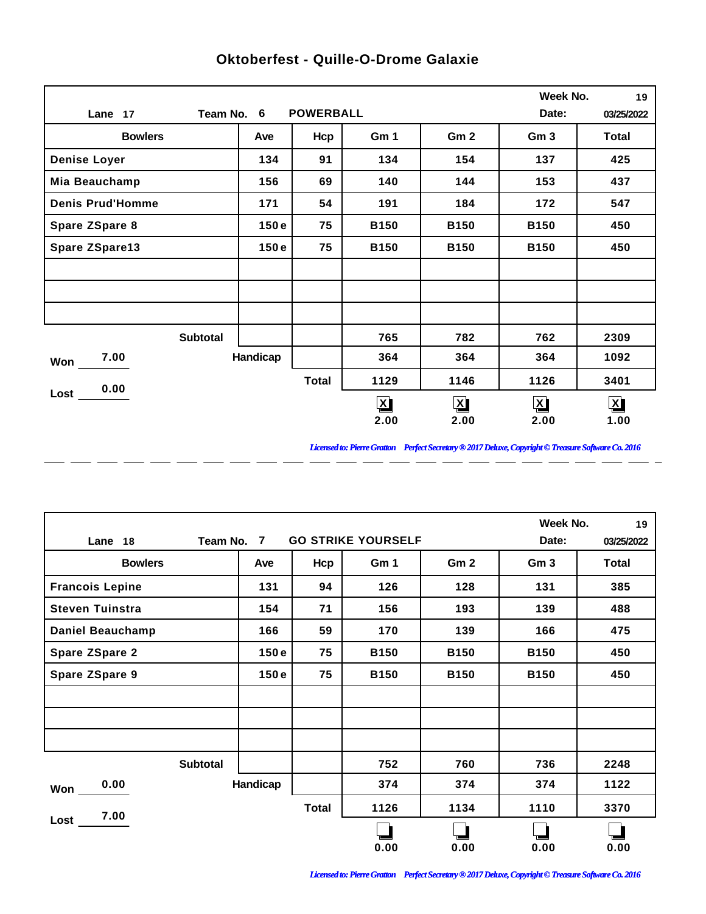# Oktoberfest - Quille-O-Drome Galaxie

Lane 17 | Team No. 6 POWERBALL | Week No. 19 | Date: 03/25/2022

| Bowlers | Ave | Hcp | Gm 1 | Gm 2 | Gm 3 | Total |
|---|---|---|---|---|---|---|
| Denise Loyer | 134 | 91 | 134 | 154 | 137 | 425 |
| Mia Beauchamp | 156 | 69 | 140 | 144 | 153 | 437 |
| Denis Prud'Homme | 171 | 54 | 191 | 184 | 172 | 547 |
| Spare ZSpare 8 | 150 e | 75 | B150 | B150 | B150 | 450 |
| Spare ZSpare13 | 150 e | 75 | B150 | B150 | B150 | 450 |
| | | | | | | |
| | | | | | | |
| | | | | | | |
| Subtotal | | | 765 | 782 | 762 | 2309 |
| Handicap | | | 364 | 364 | 364 | 1092 |
| Total | | | 1129 | 1146 | 1126 | 3401 |
| | | | [X] 2.00 | [X] 2.00 | [X] 2.00 | [X] 1.00 |

Won 7.00

Lost 0.00

*Licensed to: Pierre Gratton Perfect Secretary ® 2017 Deluxe, Copyright © Treasure Software Co. 2016*

---

Lane 18 | Team No. 7 GO STRIKE YOURSELF | Week No. 19 | Date: 03/25/2022

| Bowlers | Ave | Hcp | Gm 1 | Gm 2 | Gm 3 | Total |
|---|---|---|---|---|---|---|
| Francois Lepine | 131 | 94 | 126 | 128 | 131 | 385 |
| Steven Tuinstra | 154 | 71 | 156 | 193 | 139 | 488 |
| Daniel Beauchamp | 166 | 59 | 170 | 139 | 166 | 475 |
| Spare ZSpare 2 | 150 e | 75 | B150 | B150 | B150 | 450 |
| Spare ZSpare 9 | 150 e | 75 | B150 | B150 | B150 | 450 |
| | | | | | | |
| | | | | | | |
| | | | | | | |
| Subtotal | | | 752 | 760 | 736 | 2248 |
| Handicap | | | 374 | 374 | 374 | 1122 |
| Total | | | 1126 | 1134 | 1110 | 3370 |
| | | | [ ] 0.00 | [ ] 0.00 | [ ] 0.00 | [ ] 0.00 |

Won 0.00

Lost 7.00

*Licensed to: Pierre Gratton Perfect Secretary ® 2017 Deluxe, Copyright © Treasure Software Co. 2016*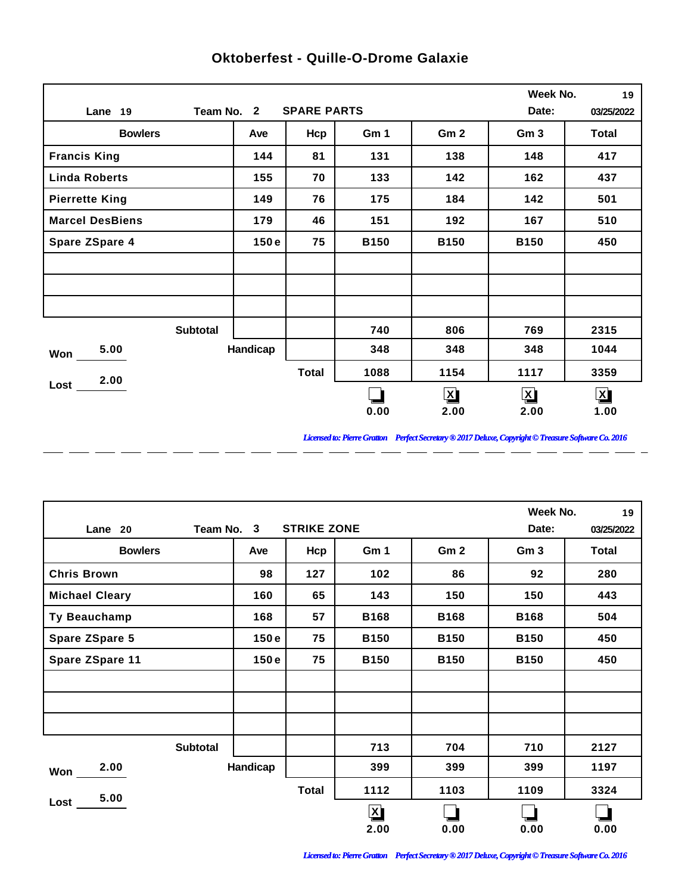## Oktoberfest - Quille-O-Drome Galaxie

Lane 19 | Team No. 2 SPARE PARTS | Week No. 19 | Date: 03/25/2022

| Bowlers | Ave | Hcp | Gm 1 | Gm 2 | Gm 3 | Total |
|---|---|---|---|---|---|---|
| Francis King | 144 | 81 | 131 | 138 | 148 | 417 |
| Linda Roberts | 155 | 70 | 133 | 142 | 162 | 437 |
| Pierrette King | 149 | 76 | 175 | 184 | 142 | 501 |
| Marcel DesBiens | 179 | 46 | 151 | 192 | 167 | 510 |
| Spare ZSpare 4 | 150 e | 75 | B150 | B150 | B150 | 450 |
| | | | | | | |
| | | | | | | |
| | | | | | | |
| Subtotal | | | 740 | 806 | 769 | 2315 |
| Handicap | | | 348 | 348 | 348 | 1044 |
| Total | | | 1088 | 1154 | 1117 | 3359 |
| | | | ☐ 0.00 | ☒ 2.00 | ☒ 2.00 | ☒ 1.00 |

Won 5.00

Lost 2.00

*Licensed to: Pierre Gratton Perfect Secretary ® 2017 Deluxe, Copyright © Treasure Software Co. 2016*

Lane 20 | Team No. 3 STRIKE ZONE | Week No. 19 | Date: 03/25/2022

| Bowlers | Ave | Hcp | Gm 1 | Gm 2 | Gm 3 | Total |
|---|---|---|---|---|---|---|
| Chris Brown | 98 | 127 | 102 | 86 | 92 | 280 |
| Michael Cleary | 160 | 65 | 143 | 150 | 150 | 443 |
| Ty Beauchamp | 168 | 57 | B168 | B168 | B168 | 504 |
| Spare ZSpare 5 | 150 e | 75 | B150 | B150 | B150 | 450 |
| Spare ZSpare 11 | 150 e | 75 | B150 | B150 | B150 | 450 |
| | | | | | | |
| | | | | | | |
| | | | | | | |
| Subtotal | | | 713 | 704 | 710 | 2127 |
| Handicap | | | 399 | 399 | 399 | 1197 |
| Total | | | 1112 | 1103 | 1109 | 3324 |
| | | | ☒ 2.00 | ☐ 0.00 | ☐ 0.00 | ☐ 0.00 |

Won 2.00

Lost 5.00

*Licensed to: Pierre Gratton Perfect Secretary ® 2017 Deluxe, Copyright © Treasure Software Co. 2016*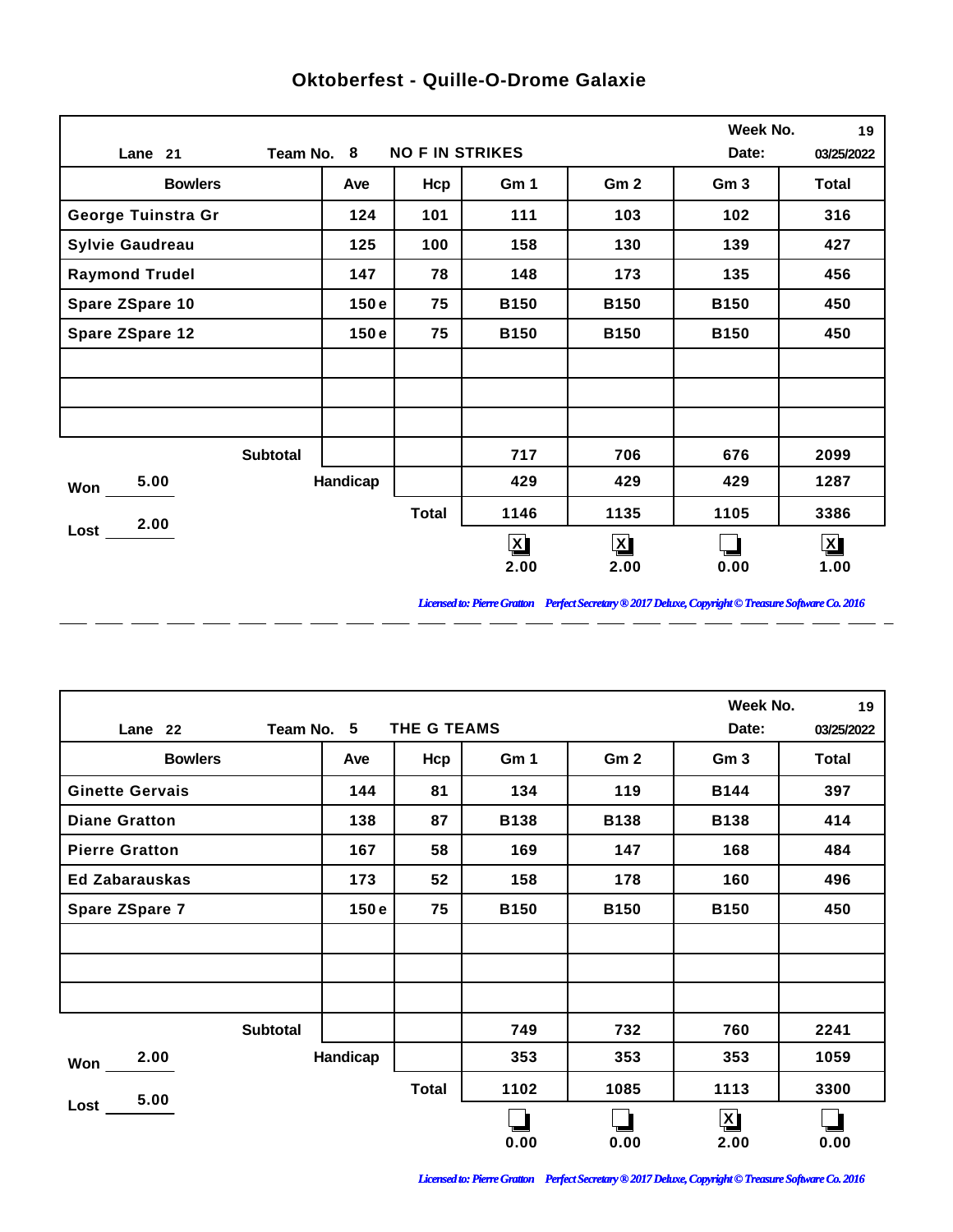# Oktoberfest - Quille-O-Drome Galaxie

Lane 21 | Team No. 8 | NO F IN STRIKES | Week No. 19 | Date: 03/25/2022

| Bowlers | Ave | Hcp | Gm 1 | Gm 2 | Gm 3 | Total |
|---|---|---|---|---|---|---|
| George Tuinstra Gr | 124 | 101 | 111 | 103 | 102 | 316 |
| Sylvie Gaudreau | 125 | 100 | 158 | 130 | 139 | 427 |
| Raymond Trudel | 147 | 78 | 148 | 173 | 135 | 456 |
| Spare ZSpare 10 | 150 e | 75 | B150 | B150 | B150 | 450 |
| Spare ZSpare 12 | 150 e | 75 | B150 | B150 | B150 | 450 |
| | | | | | | |
| | | | | | | |
| | | | | | | |
| Subtotal | | | 717 | 706 | 676 | 2099 |
| Handicap | | | 429 | 429 | 429 | 1287 |
| Total | | | 1146 | 1135 | 1105 | 3386 |
| | | | X 2.00 | X 2.00 | 0.00 | X 1.00 |

Won 5.00

Lost 2.00

*Licensed to: Pierre Gratton    Perfect Secretary ® 2017 Deluxe, Copyright © Treasure Software Co. 2016*

---

Lane 22 | Team No. 5 | THE G TEAMS | Week No. 19 | Date: 03/25/2022

| Bowlers | Ave | Hcp | Gm 1 | Gm 2 | Gm 3 | Total |
|---|---|---|---|---|---|---|
| Ginette Gervais | 144 | 81 | 134 | 119 | B144 | 397 |
| Diane Gratton | 138 | 87 | B138 | B138 | B138 | 414 |
| Pierre Gratton | 167 | 58 | 169 | 147 | 168 | 484 |
| Ed Zabarauskas | 173 | 52 | 158 | 178 | 160 | 496 |
| Spare ZSpare 7 | 150 e | 75 | B150 | B150 | B150 | 450 |
| | | | | | | |
| | | | | | | |
| | | | | | | |
| Subtotal | | | 749 | 732 | 760 | 2241 |
| Handicap | | | 353 | 353 | 353 | 1059 |
| Total | | | 1102 | 1085 | 1113 | 3300 |
| | | | 0.00 | 0.00 | X 2.00 | 0.00 |

Won 2.00

Lost 5.00

*Licensed to: Pierre Gratton    Perfect Secretary ® 2017 Deluxe, Copyright © Treasure Software Co. 2016*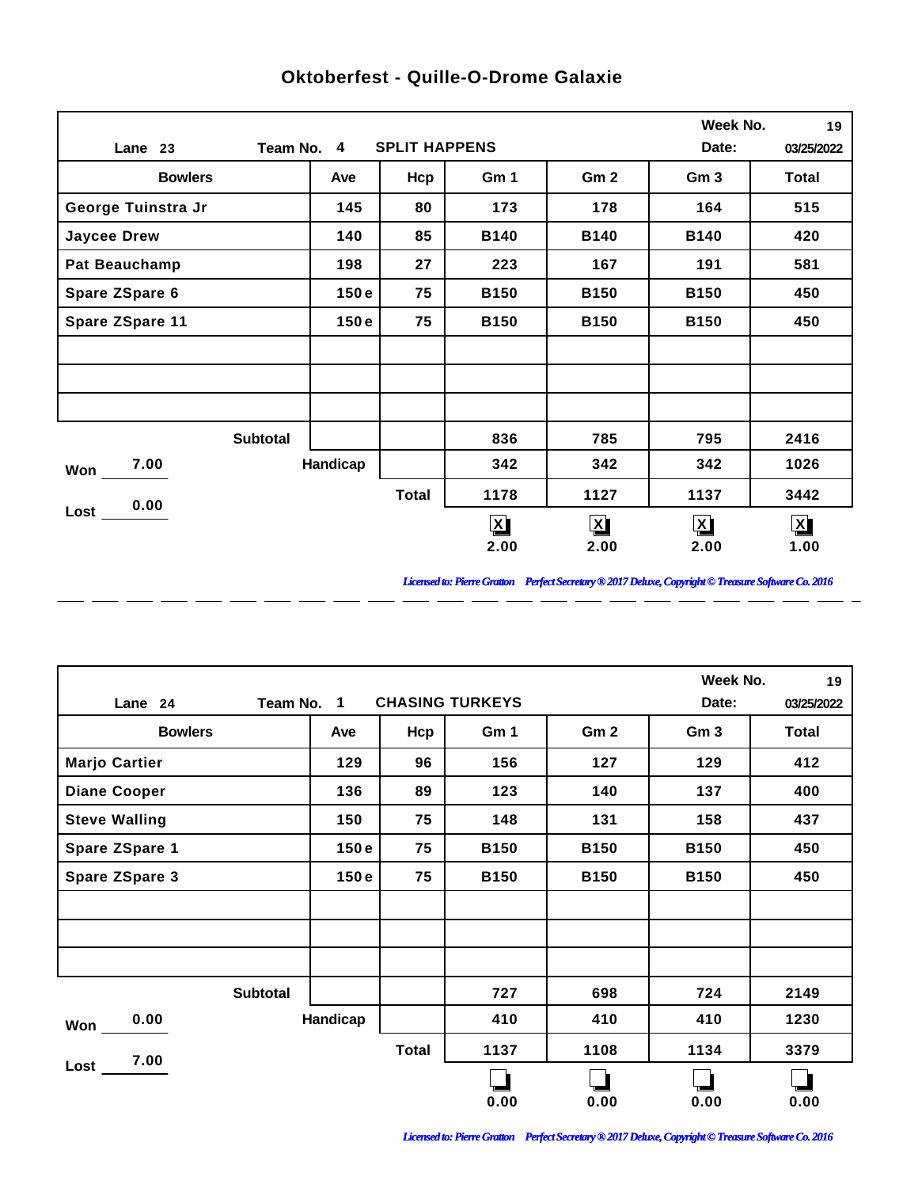## Oktoberfest - Quille-O-Drome Galaxie

Lane 23 — Team No. 4 — SPLIT HAPPENS — Week No. 19 — Date: 03/25/2022

| Bowlers | Ave | Hcp | Gm 1 | Gm 2 | Gm 3 | Total |
|---|---|---|---|---|---|---|
| George Tuinstra Jr | 145 | 80 | 173 | 178 | 164 | 515 |
| Jaycee Drew | 140 | 85 | B140 | B140 | B140 | 420 |
| Pat Beauchamp | 198 | 27 | 223 | 167 | 191 | 581 |
| Spare ZSpare 6 | 150 e | 75 | B150 | B150 | B150 | 450 |
| Spare ZSpare 11 | 150 e | 75 | B150 | B150 | B150 | 450 |
| | | | | | | |
| | | | | | | |
| | | | | | | |
| Subtotal | | | 836 | 785 | 795 | 2416 |
| Handicap | | | 342 | 342 | 342 | 1026 |
| Total | | | 1178 | 1127 | 1137 | 3442 |
| | | | [X] 2.00 | [X] 2.00 | [X] 2.00 | [X] 1.00 |

Won 7.00

Lost 0.00

*Licensed to: Pierre Gratton Perfect Secretary ® 2017 Deluxe, Copyright © Treasure Software Co. 2016*

---

Lane 24 — Team No. 1 — CHASING TURKEYS — Week No. 19 — Date: 03/25/2022

| Bowlers | Ave | Hcp | Gm 1 | Gm 2 | Gm 3 | Total |
|---|---|---|---|---|---|---|
| Marjo Cartier | 129 | 96 | 156 | 127 | 129 | 412 |
| Diane Cooper | 136 | 89 | 123 | 140 | 137 | 400 |
| Steve Walling | 150 | 75 | 148 | 131 | 158 | 437 |
| Spare ZSpare 1 | 150 e | 75 | B150 | B150 | B150 | 450 |
| Spare ZSpare 3 | 150 e | 75 | B150 | B150 | B150 | 450 |
| | | | | | | |
| | | | | | | |
| | | | | | | |
| Subtotal | | | 727 | 698 | 724 | 2149 |
| Handicap | | | 410 | 410 | 410 | 1230 |
| Total | | | 1137 | 1108 | 1134 | 3379 |
| | | | [ ] 0.00 | [ ] 0.00 | [ ] 0.00 | [ ] 0.00 |

Won 0.00

Lost 7.00

*Licensed to: Pierre Gratton Perfect Secretary ® 2017 Deluxe, Copyright © Treasure Software Co. 2016*